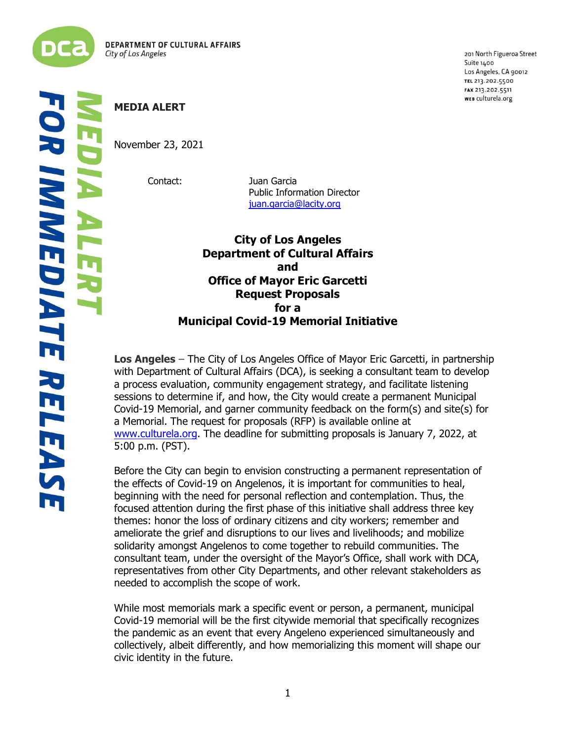DEPARTMENT OF CULTURAL AFFAIRS
*City of Los Angeles*

201 North Figueroa Street
Suite 1400
Los Angeles, CA 90012
TEL 213.202.5500
FAX 213.202.5511
WEB culturela.org

*MEDIA ALERT*

*FOR IMMEDIATE RELEASE*

**MEDIA ALERT**

November 23, 2021

Contact: Juan Garcia
Public Information Director
juan.garcia@lacity.org

# City of Los Angeles Department of Cultural Affairs and Office of Mayor Eric Garcetti Request Proposals for a Municipal Covid-19 Memorial Initiative

**Los Angeles** – The City of Los Angeles Office of Mayor Eric Garcetti, in partnership with Department of Cultural Affairs (DCA), is seeking a consultant team to develop a process evaluation, community engagement strategy, and facilitate listening sessions to determine if, and how, the City would create a permanent Municipal Covid-19 Memorial, and garner community feedback on the form(s) and site(s) for a Memorial. The request for proposals (RFP) is available online at www.culturela.org. The deadline for submitting proposals is January 7, 2022, at 5:00 p.m. (PST).

Before the City can begin to envision constructing a permanent representation of the effects of Covid-19 on Angelenos, it is important for communities to heal, beginning with the need for personal reflection and contemplation. Thus, the focused attention during the first phase of this initiative shall address three key themes: honor the loss of ordinary citizens and city workers; remember and ameliorate the grief and disruptions to our lives and livelihoods; and mobilize solidarity amongst Angelenos to come together to rebuild communities. The consultant team, under the oversight of the Mayor's Office, shall work with DCA, representatives from other City Departments, and other relevant stakeholders as needed to accomplish the scope of work.

While most memorials mark a specific event or person, a permanent, municipal Covid-19 memorial will be the first citywide memorial that specifically recognizes the pandemic as an event that every Angeleno experienced simultaneously and collectively, albeit differently, and how memorializing this moment will shape our civic identity in the future.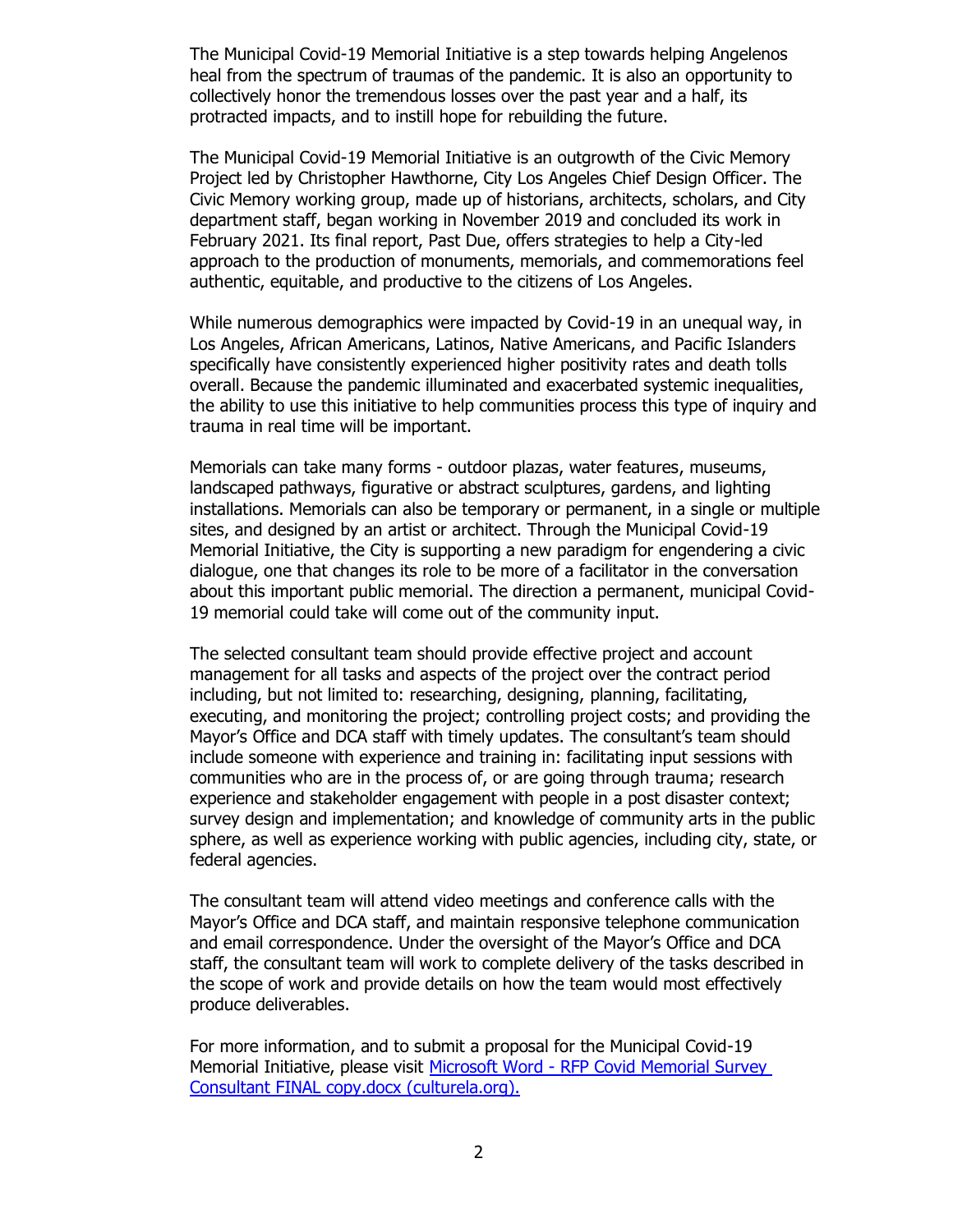The Municipal Covid-19 Memorial Initiative is a step towards helping Angelenos heal from the spectrum of traumas of the pandemic. It is also an opportunity to collectively honor the tremendous losses over the past year and a half, its protracted impacts, and to instill hope for rebuilding the future.

The Municipal Covid-19 Memorial Initiative is an outgrowth of the Civic Memory Project led by Christopher Hawthorne, City Los Angeles Chief Design Officer. The Civic Memory working group, made up of historians, architects, scholars, and City department staff, began working in November 2019 and concluded its work in February 2021. Its final report, Past Due, offers strategies to help a City-led approach to the production of monuments, memorials, and commemorations feel authentic, equitable, and productive to the citizens of Los Angeles.

While numerous demographics were impacted by Covid-19 in an unequal way, in Los Angeles, African Americans, Latinos, Native Americans, and Pacific Islanders specifically have consistently experienced higher positivity rates and death tolls overall. Because the pandemic illuminated and exacerbated systemic inequalities, the ability to use this initiative to help communities process this type of inquiry and trauma in real time will be important.

Memorials can take many forms - outdoor plazas, water features, museums, landscaped pathways, figurative or abstract sculptures, gardens, and lighting installations. Memorials can also be temporary or permanent, in a single or multiple sites, and designed by an artist or architect. Through the Municipal Covid-19 Memorial Initiative, the City is supporting a new paradigm for engendering a civic dialogue, one that changes its role to be more of a facilitator in the conversation about this important public memorial. The direction a permanent, municipal Covid-19 memorial could take will come out of the community input.

The selected consultant team should provide effective project and account management for all tasks and aspects of the project over the contract period including, but not limited to: researching, designing, planning, facilitating, executing, and monitoring the project; controlling project costs; and providing the Mayor's Office and DCA staff with timely updates. The consultant's team should include someone with experience and training in: facilitating input sessions with communities who are in the process of, or are going through trauma; research experience and stakeholder engagement with people in a post disaster context; survey design and implementation; and knowledge of community arts in the public sphere, as well as experience working with public agencies, including city, state, or federal agencies.

The consultant team will attend video meetings and conference calls with the Mayor's Office and DCA staff, and maintain responsive telephone communication and email correspondence. Under the oversight of the Mayor's Office and DCA staff, the consultant team will work to complete delivery of the tasks described in the scope of work and provide details on how the team would most effectively produce deliverables.

For more information, and to submit a proposal for the Municipal Covid-19 Memorial Initiative, please visit [Microsoft Word - RFP Covid Memorial Survey Consultant FINAL copy.docx (culturela.org).]()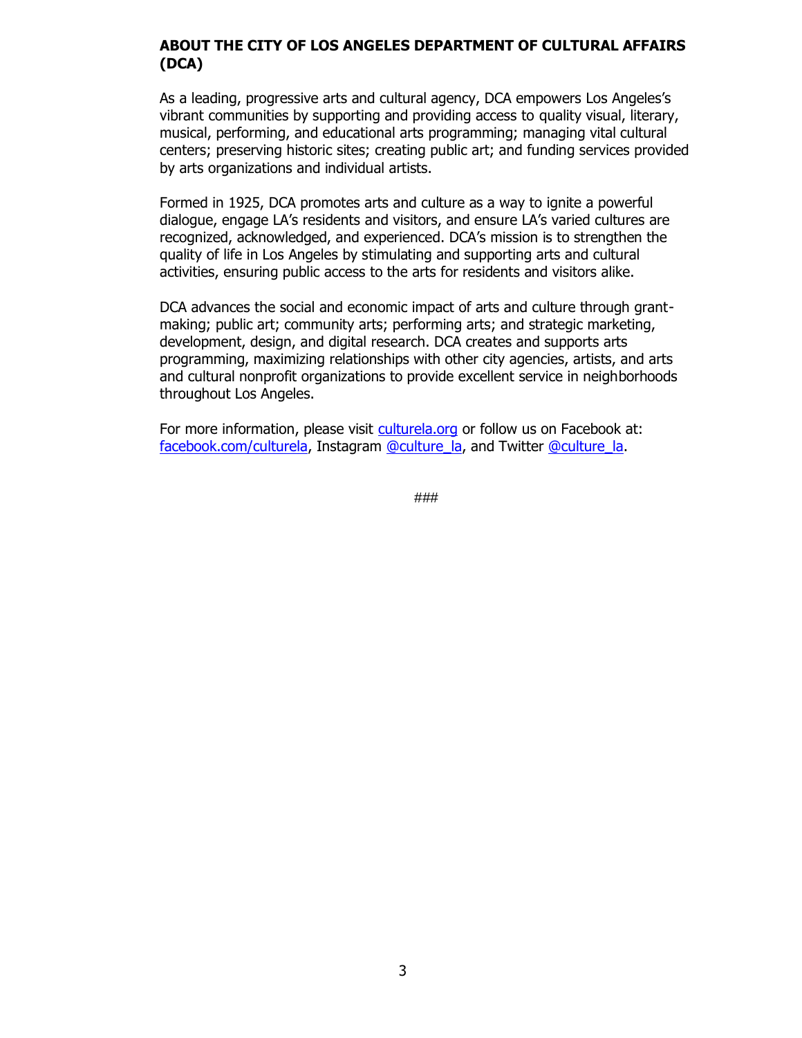**ABOUT THE CITY OF LOS ANGELES DEPARTMENT OF CULTURAL AFFAIRS (DCA)**

As a leading, progressive arts and cultural agency, DCA empowers Los Angeles's vibrant communities by supporting and providing access to quality visual, literary, musical, performing, and educational arts programming; managing vital cultural centers; preserving historic sites; creating public art; and funding services provided by arts organizations and individual artists.

Formed in 1925, DCA promotes arts and culture as a way to ignite a powerful dialogue, engage LA's residents and visitors, and ensure LA's varied cultures are recognized, acknowledged, and experienced. DCA's mission is to strengthen the quality of life in Los Angeles by stimulating and supporting arts and cultural activities, ensuring public access to the arts for residents and visitors alike.

DCA advances the social and economic impact of arts and culture through grant-making; public art; community arts; performing arts; and strategic marketing, development, design, and digital research. DCA creates and supports arts programming, maximizing relationships with other city agencies, artists, and arts and cultural nonprofit organizations to provide excellent service in neighborhoods throughout Los Angeles.

For more information, please visit culturela.org or follow us on Facebook at: facebook.com/culturela, Instagram @culture_la, and Twitter @culture_la.

###